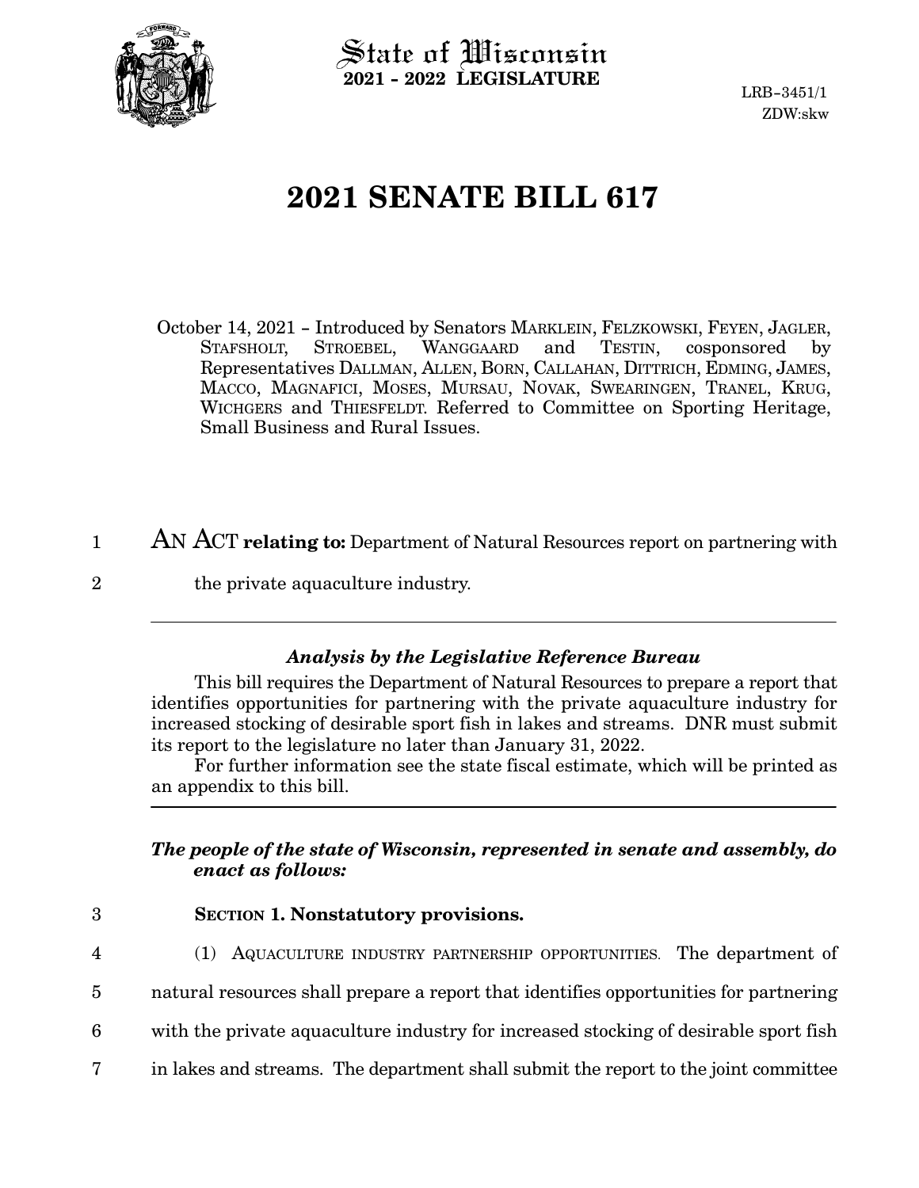State of Wisconsin
**2021 - 2022 LEGISLATURE**

LRB-3451/1
ZDW:skw

# 2021 SENATE BILL 617

October 14, 2021 – Introduced by Senators MARKLEIN, FELZKOWSKI, FEYEN, JAGLER, STAFSHOLT, STROEBEL, WANGGAARD and TESTIN, cosponsored by Representatives DALLMAN, ALLEN, BORN, CALLAHAN, DITTRICH, EDMING, JAMES, MACCO, MAGNAFICI, MOSES, MURSAU, NOVAK, SWEARINGEN, TRANEL, KRUG, WICHGERS and THIESFELDT. Referred to Committee on Sporting Heritage, Small Business and Rural Issues.

AN ACT **relating to:** Department of Natural Resources report on partnering with the private aquaculture industry.

### *Analysis by the Legislative Reference Bureau*

This bill requires the Department of Natural Resources to prepare a report that identifies opportunities for partnering with the private aquaculture industry for increased stocking of desirable sport fish in lakes and streams. DNR must submit its report to the legislature no later than January 31, 2022.

For further information see the state fiscal estimate, which will be printed as an appendix to this bill.

***The people of the state of Wisconsin, represented in senate and assembly, do enact as follows:***

**SECTION 1. Nonstatutory provisions.**

(1) AQUACULTURE INDUSTRY PARTNERSHIP OPPORTUNITIES. The department of natural resources shall prepare a report that identifies opportunities for partnering with the private aquaculture industry for increased stocking of desirable sport fish in lakes and streams. The department shall submit the report to the joint committee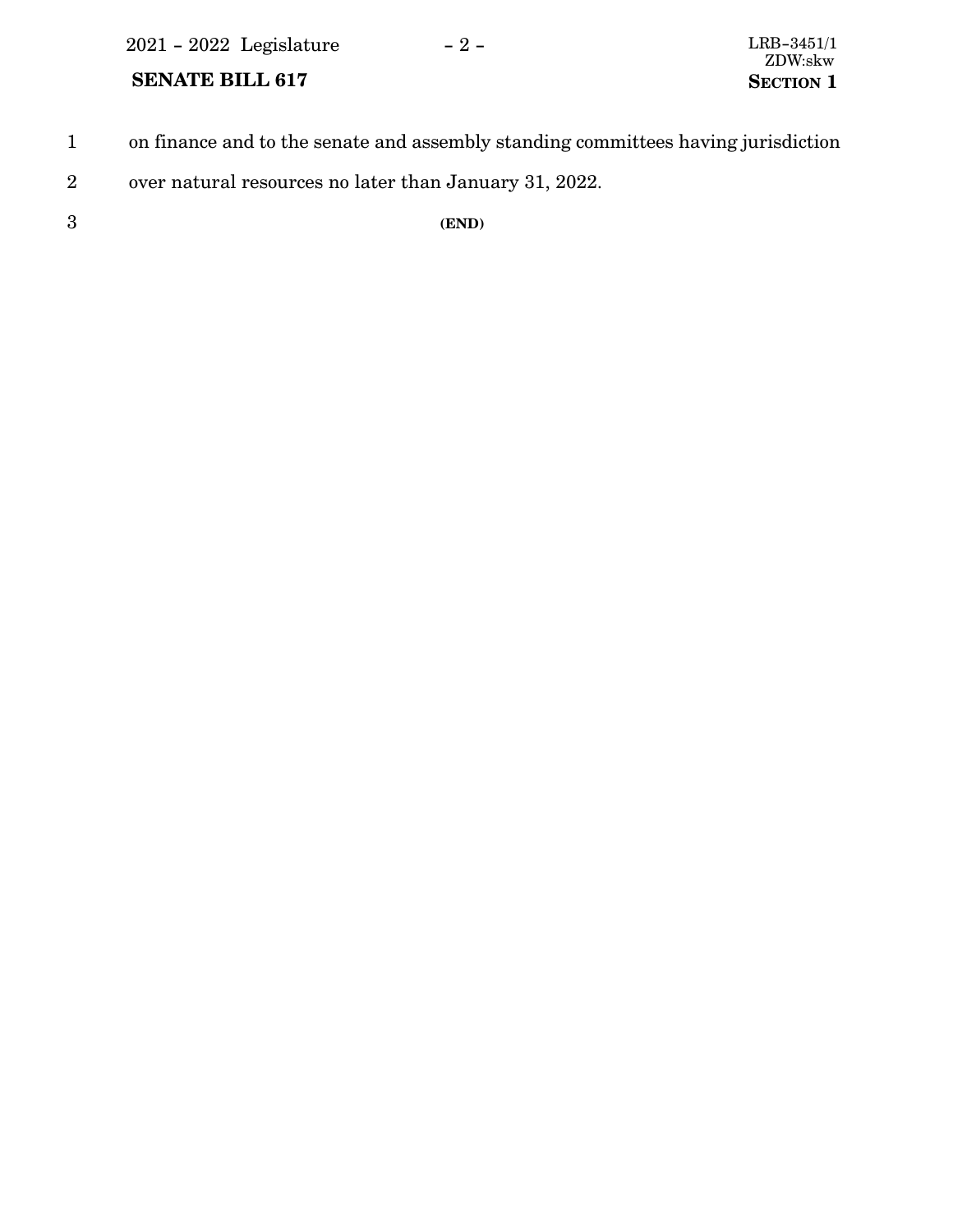on finance and to the senate and assembly standing committees having jurisdiction over natural resources no later than January 31, 2022.

**(END)**